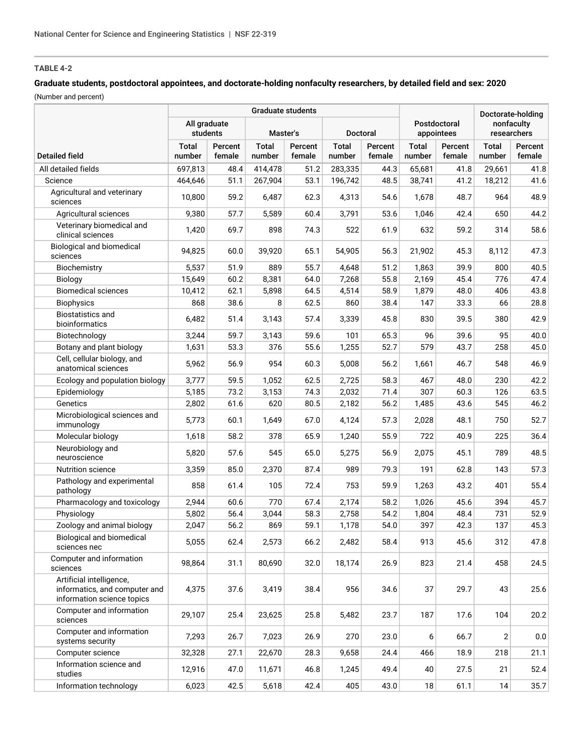TABLE 4-2

**Graduate students, postdoctoral appointees, and doctorate-holding nonfaculty researchers, by detailed field and sex: 2020**

(Number and percent)

| | Graduate students | | | | | | Postdoctoral appointees | | Doctorate-holding nonfaculty researchers | |
|---|---|---|---|---|---|---|---|---|---|---|
| | All graduate students | | Master's | | Doctoral | | | | | |
| Detailed field | Total number | Percent female | Total number | Percent female | Total number | Percent female | Total number | Percent female | Total number | Percent female |
| All detailed fields | 697,813 | 48.4 | 414,478 | 51.2 | 283,335 | 44.3 | 65,681 | 41.8 | 29,661 | 41.8 |
| Science | 464,646 | 51.1 | 267,904 | 53.1 | 196,742 | 48.5 | 38,741 | 41.2 | 18,212 | 41.6 |
| Agricultural and veterinary sciences | 10,800 | 59.2 | 6,487 | 62.3 | 4,313 | 54.6 | 1,678 | 48.7 | 964 | 48.9 |
| Agricultural sciences | 9,380 | 57.7 | 5,589 | 60.4 | 3,791 | 53.6 | 1,046 | 42.4 | 650 | 44.2 |
| Veterinary biomedical and clinical sciences | 1,420 | 69.7 | 898 | 74.3 | 522 | 61.9 | 632 | 59.2 | 314 | 58.6 |
| Biological and biomedical sciences | 94,825 | 60.0 | 39,920 | 65.1 | 54,905 | 56.3 | 21,902 | 45.3 | 8,112 | 47.3 |
| Biochemistry | 5,537 | 51.9 | 889 | 55.7 | 4,648 | 51.2 | 1,863 | 39.9 | 800 | 40.5 |
| Biology | 15,649 | 60.2 | 8,381 | 64.0 | 7,268 | 55.8 | 2,169 | 45.4 | 776 | 47.4 |
| Biomedical sciences | 10,412 | 62.1 | 5,898 | 64.5 | 4,514 | 58.9 | 1,879 | 48.0 | 406 | 43.8 |
| Biophysics | 868 | 38.6 | 8 | 62.5 | 860 | 38.4 | 147 | 33.3 | 66 | 28.8 |
| Biostatistics and bioinformatics | 6,482 | 51.4 | 3,143 | 57.4 | 3,339 | 45.8 | 830 | 39.5 | 380 | 42.9 |
| Biotechnology | 3,244 | 59.7 | 3,143 | 59.6 | 101 | 65.3 | 96 | 39.6 | 95 | 40.0 |
| Botany and plant biology | 1,631 | 53.3 | 376 | 55.6 | 1,255 | 52.7 | 579 | 43.7 | 258 | 45.0 |
| Cell, cellular biology, and anatomical sciences | 5,962 | 56.9 | 954 | 60.3 | 5,008 | 56.2 | 1,661 | 46.7 | 548 | 46.9 |
| Ecology and population biology | 3,777 | 59.5 | 1,052 | 62.5 | 2,725 | 58.3 | 467 | 48.0 | 230 | 42.2 |
| Epidemiology | 5,185 | 73.2 | 3,153 | 74.3 | 2,032 | 71.4 | 307 | 60.3 | 126 | 63.5 |
| Genetics | 2,802 | 61.6 | 620 | 80.5 | 2,182 | 56.2 | 1,485 | 43.6 | 545 | 46.2 |
| Microbiological sciences and immunology | 5,773 | 60.1 | 1,649 | 67.0 | 4,124 | 57.3 | 2,028 | 48.1 | 750 | 52.7 |
| Molecular biology | 1,618 | 58.2 | 378 | 65.9 | 1,240 | 55.9 | 722 | 40.9 | 225 | 36.4 |
| Neurobiology and neuroscience | 5,820 | 57.6 | 545 | 65.0 | 5,275 | 56.9 | 2,075 | 45.1 | 789 | 48.5 |
| Nutrition science | 3,359 | 85.0 | 2,370 | 87.4 | 989 | 79.3 | 191 | 62.8 | 143 | 57.3 |
| Pathology and experimental pathology | 858 | 61.4 | 105 | 72.4 | 753 | 59.9 | 1,263 | 43.2 | 401 | 55.4 |
| Pharmacology and toxicology | 2,944 | 60.6 | 770 | 67.4 | 2,174 | 58.2 | 1,026 | 45.6 | 394 | 45.7 |
| Physiology | 5,802 | 56.4 | 3,044 | 58.3 | 2,758 | 54.2 | 1,804 | 48.4 | 731 | 52.9 |
| Zoology and animal biology | 2,047 | 56.2 | 869 | 59.1 | 1,178 | 54.0 | 397 | 42.3 | 137 | 45.3 |
| Biological and biomedical sciences nec | 5,055 | 62.4 | 2,573 | 66.2 | 2,482 | 58.4 | 913 | 45.6 | 312 | 47.8 |
| Computer and information sciences | 98,864 | 31.1 | 80,690 | 32.0 | 18,174 | 26.9 | 823 | 21.4 | 458 | 24.5 |
| Artificial intelligence, informatics, and computer and information science topics | 4,375 | 37.6 | 3,419 | 38.4 | 956 | 34.6 | 37 | 29.7 | 43 | 25.6 |
| Computer and information sciences | 29,107 | 25.4 | 23,625 | 25.8 | 5,482 | 23.7 | 187 | 17.6 | 104 | 20.2 |
| Computer and information systems security | 7,293 | 26.7 | 7,023 | 26.9 | 270 | 23.0 | 6 | 66.7 | 2 | 0.0 |
| Computer science | 32,328 | 27.1 | 22,670 | 28.3 | 9,658 | 24.4 | 466 | 18.9 | 218 | 21.1 |
| Information science and studies | 12,916 | 47.0 | 11,671 | 46.8 | 1,245 | 49.4 | 40 | 27.5 | 21 | 52.4 |
| Information technology | 6,023 | 42.5 | 5,618 | 42.4 | 405 | 43.0 | 18 | 61.1 | 14 | 35.7 |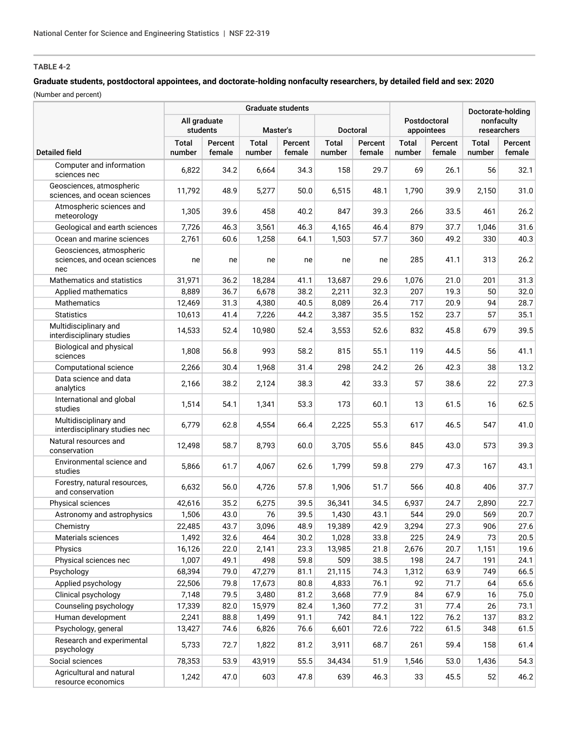**TABLE 4-2**

**Graduate students, postdoctoral appointees, and doctorate-holding nonfaculty researchers, by detailed field and sex: 2020**

(Number and percent)

| | Graduate students | | | | | | Postdoctoral appointees | | Doctorate-holding nonfaculty researchers | |
|---|---|---|---|---|---|---|---|---|---|---|
| | All graduate students | | Master's | | Doctoral | | | | | |
| Detailed field | Total number | Percent female | Total number | Percent female | Total number | Percent female | Total number | Percent female | Total number | Percent female |
| Computer and information sciences nec | 6,822 | 34.2 | 6,664 | 34.3 | 158 | 29.7 | 69 | 26.1 | 56 | 32.1 |
| Geosciences, atmospheric sciences, and ocean sciences | 11,792 | 48.9 | 5,277 | 50.0 | 6,515 | 48.1 | 1,790 | 39.9 | 2,150 | 31.0 |
| Atmospheric sciences and meteorology | 1,305 | 39.6 | 458 | 40.2 | 847 | 39.3 | 266 | 33.5 | 461 | 26.2 |
| Geological and earth sciences | 7,726 | 46.3 | 3,561 | 46.3 | 4,165 | 46.4 | 879 | 37.7 | 1,046 | 31.6 |
| Ocean and marine sciences | 2,761 | 60.6 | 1,258 | 64.1 | 1,503 | 57.7 | 360 | 49.2 | 330 | 40.3 |
| Geosciences, atmospheric sciences, and ocean sciences nec | ne | ne | ne | ne | ne | ne | 285 | 41.1 | 313 | 26.2 |
| Mathematics and statistics | 31,971 | 36.2 | 18,284 | 41.1 | 13,687 | 29.6 | 1,076 | 21.0 | 201 | 31.3 |
| Applied mathematics | 8,889 | 36.7 | 6,678 | 38.2 | 2,211 | 32.3 | 207 | 19.3 | 50 | 32.0 |
| Mathematics | 12,469 | 31.3 | 4,380 | 40.5 | 8,089 | 26.4 | 717 | 20.9 | 94 | 28.7 |
| Statistics | 10,613 | 41.4 | 7,226 | 44.2 | 3,387 | 35.5 | 152 | 23.7 | 57 | 35.1 |
| Multidisciplinary and interdisciplinary studies | 14,533 | 52.4 | 10,980 | 52.4 | 3,553 | 52.6 | 832 | 45.8 | 679 | 39.5 |
| Biological and physical sciences | 1,808 | 56.8 | 993 | 58.2 | 815 | 55.1 | 119 | 44.5 | 56 | 41.1 |
| Computational science | 2,266 | 30.4 | 1,968 | 31.4 | 298 | 24.2 | 26 | 42.3 | 38 | 13.2 |
| Data science and data analytics | 2,166 | 38.2 | 2,124 | 38.3 | 42 | 33.3 | 57 | 38.6 | 22 | 27.3 |
| International and global studies | 1,514 | 54.1 | 1,341 | 53.3 | 173 | 60.1 | 13 | 61.5 | 16 | 62.5 |
| Multidisciplinary and interdisciplinary studies nec | 6,779 | 62.8 | 4,554 | 66.4 | 2,225 | 55.3 | 617 | 46.5 | 547 | 41.0 |
| Natural resources and conservation | 12,498 | 58.7 | 8,793 | 60.0 | 3,705 | 55.6 | 845 | 43.0 | 573 | 39.3 |
| Environmental science and studies | 5,866 | 61.7 | 4,067 | 62.6 | 1,799 | 59.8 | 279 | 47.3 | 167 | 43.1 |
| Forestry, natural resources, and conservation | 6,632 | 56.0 | 4,726 | 57.8 | 1,906 | 51.7 | 566 | 40.8 | 406 | 37.7 |
| Physical sciences | 42,616 | 35.2 | 6,275 | 39.5 | 36,341 | 34.5 | 6,937 | 24.7 | 2,890 | 22.7 |
| Astronomy and astrophysics | 1,506 | 43.0 | 76 | 39.5 | 1,430 | 43.1 | 544 | 29.0 | 569 | 20.7 |
| Chemistry | 22,485 | 43.7 | 3,096 | 48.9 | 19,389 | 42.9 | 3,294 | 27.3 | 906 | 27.6 |
| Materials sciences | 1,492 | 32.6 | 464 | 30.2 | 1,028 | 33.8 | 225 | 24.9 | 73 | 20.5 |
| Physics | 16,126 | 22.0 | 2,141 | 23.3 | 13,985 | 21.8 | 2,676 | 20.7 | 1,151 | 19.6 |
| Physical sciences nec | 1,007 | 49.1 | 498 | 59.8 | 509 | 38.5 | 198 | 24.7 | 191 | 24.1 |
| Psychology | 68,394 | 79.0 | 47,279 | 81.1 | 21,115 | 74.3 | 1,312 | 63.9 | 749 | 66.5 |
| Applied psychology | 22,506 | 79.8 | 17,673 | 80.8 | 4,833 | 76.1 | 92 | 71.7 | 64 | 65.6 |
| Clinical psychology | 7,148 | 79.5 | 3,480 | 81.2 | 3,668 | 77.9 | 84 | 67.9 | 16 | 75.0 |
| Counseling psychology | 17,339 | 82.0 | 15,979 | 82.4 | 1,360 | 77.2 | 31 | 77.4 | 26 | 73.1 |
| Human development | 2,241 | 88.8 | 1,499 | 91.1 | 742 | 84.1 | 122 | 76.2 | 137 | 83.2 |
| Psychology, general | 13,427 | 74.6 | 6,826 | 76.6 | 6,601 | 72.6 | 722 | 61.5 | 348 | 61.5 |
| Research and experimental psychology | 5,733 | 72.7 | 1,822 | 81.2 | 3,911 | 68.7 | 261 | 59.4 | 158 | 61.4 |
| Social sciences | 78,353 | 53.9 | 43,919 | 55.5 | 34,434 | 51.9 | 1,546 | 53.0 | 1,436 | 54.3 |
| Agricultural and natural resource economics | 1,242 | 47.0 | 603 | 47.8 | 639 | 46.3 | 33 | 45.5 | 52 | 46.2 |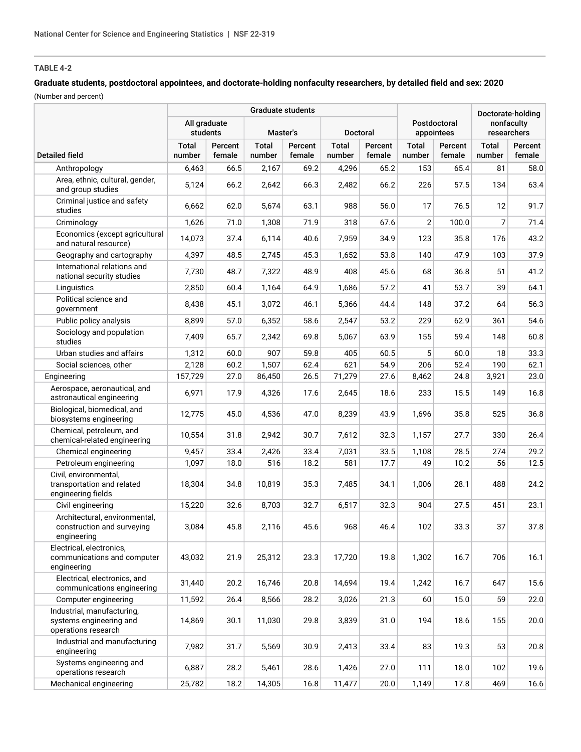**TABLE 4-2**

**Graduate students, postdoctoral appointees, and doctorate-holding nonfaculty researchers, by detailed field and sex: 2020**

(Number and percent)

| Detailed field | Graduate students | | | | | | Postdoctoral appointees | | Doctorate-holding nonfaculty researchers | |
|---|---|---|---|---|---|---|---|---|---|---|
| | All graduate students | | Master's | | Doctoral | | | | | |
| | Total number | Percent female | Total number | Percent female | Total number | Percent female | Total number | Percent female | Total number | Percent female |
| Anthropology | 6,463 | 66.5 | 2,167 | 69.2 | 4,296 | 65.2 | 153 | 65.4 | 81 | 58.0 |
| Area, ethnic, cultural, gender, and group studies | 5,124 | 66.2 | 2,642 | 66.3 | 2,482 | 66.2 | 226 | 57.5 | 134 | 63.4 |
| Criminal justice and safety studies | 6,662 | 62.0 | 5,674 | 63.1 | 988 | 56.0 | 17 | 76.5 | 12 | 91.7 |
| Criminology | 1,626 | 71.0 | 1,308 | 71.9 | 318 | 67.6 | 2 | 100.0 | 7 | 71.4 |
| Economics (except agricultural and natural resource) | 14,073 | 37.4 | 6,114 | 40.6 | 7,959 | 34.9 | 123 | 35.8 | 176 | 43.2 |
| Geography and cartography | 4,397 | 48.5 | 2,745 | 45.3 | 1,652 | 53.8 | 140 | 47.9 | 103 | 37.9 |
| International relations and national security studies | 7,730 | 48.7 | 7,322 | 48.9 | 408 | 45.6 | 68 | 36.8 | 51 | 41.2 |
| Linguistics | 2,850 | 60.4 | 1,164 | 64.9 | 1,686 | 57.2 | 41 | 53.7 | 39 | 64.1 |
| Political science and government | 8,438 | 45.1 | 3,072 | 46.1 | 5,366 | 44.4 | 148 | 37.2 | 64 | 56.3 |
| Public policy analysis | 8,899 | 57.0 | 6,352 | 58.6 | 2,547 | 53.2 | 229 | 62.9 | 361 | 54.6 |
| Sociology and population studies | 7,409 | 65.7 | 2,342 | 69.8 | 5,067 | 63.9 | 155 | 59.4 | 148 | 60.8 |
| Urban studies and affairs | 1,312 | 60.0 | 907 | 59.8 | 405 | 60.5 | 5 | 60.0 | 18 | 33.3 |
| Social sciences, other | 2,128 | 60.2 | 1,507 | 62.4 | 621 | 54.9 | 206 | 52.4 | 190 | 62.1 |
| Engineering | 157,729 | 27.0 | 86,450 | 26.5 | 71,279 | 27.6 | 8,462 | 24.8 | 3,921 | 23.0 |
| Aerospace, aeronautical, and astronautical engineering | 6,971 | 17.9 | 4,326 | 17.6 | 2,645 | 18.6 | 233 | 15.5 | 149 | 16.8 |
| Biological, biomedical, and biosystems engineering | 12,775 | 45.0 | 4,536 | 47.0 | 8,239 | 43.9 | 1,696 | 35.8 | 525 | 36.8 |
| Chemical, petroleum, and chemical-related engineering | 10,554 | 31.8 | 2,942 | 30.7 | 7,612 | 32.3 | 1,157 | 27.7 | 330 | 26.4 |
| Chemical engineering | 9,457 | 33.4 | 2,426 | 33.4 | 7,031 | 33.5 | 1,108 | 28.5 | 274 | 29.2 |
| Petroleum engineering | 1,097 | 18.0 | 516 | 18.2 | 581 | 17.7 | 49 | 10.2 | 56 | 12.5 |
| Civil, environmental, transportation and related engineering fields | 18,304 | 34.8 | 10,819 | 35.3 | 7,485 | 34.1 | 1,006 | 28.1 | 488 | 24.2 |
| Civil engineering | 15,220 | 32.6 | 8,703 | 32.7 | 6,517 | 32.3 | 904 | 27.5 | 451 | 23.1 |
| Architectural, environmental, construction and surveying engineering | 3,084 | 45.8 | 2,116 | 45.6 | 968 | 46.4 | 102 | 33.3 | 37 | 37.8 |
| Electrical, electronics, communications and computer engineering | 43,032 | 21.9 | 25,312 | 23.3 | 17,720 | 19.8 | 1,302 | 16.7 | 706 | 16.1 |
| Electrical, electronics, and communications engineering | 31,440 | 20.2 | 16,746 | 20.8 | 14,694 | 19.4 | 1,242 | 16.7 | 647 | 15.6 |
| Computer engineering | 11,592 | 26.4 | 8,566 | 28.2 | 3,026 | 21.3 | 60 | 15.0 | 59 | 22.0 |
| Industrial, manufacturing, systems engineering and operations research | 14,869 | 30.1 | 11,030 | 29.8 | 3,839 | 31.0 | 194 | 18.6 | 155 | 20.0 |
| Industrial and manufacturing engineering | 7,982 | 31.7 | 5,569 | 30.9 | 2,413 | 33.4 | 83 | 19.3 | 53 | 20.8 |
| Systems engineering and operations research | 6,887 | 28.2 | 5,461 | 28.6 | 1,426 | 27.0 | 111 | 18.0 | 102 | 19.6 |
| Mechanical engineering | 25,782 | 18.2 | 14,305 | 16.8 | 11,477 | 20.0 | 1,149 | 17.8 | 469 | 16.6 |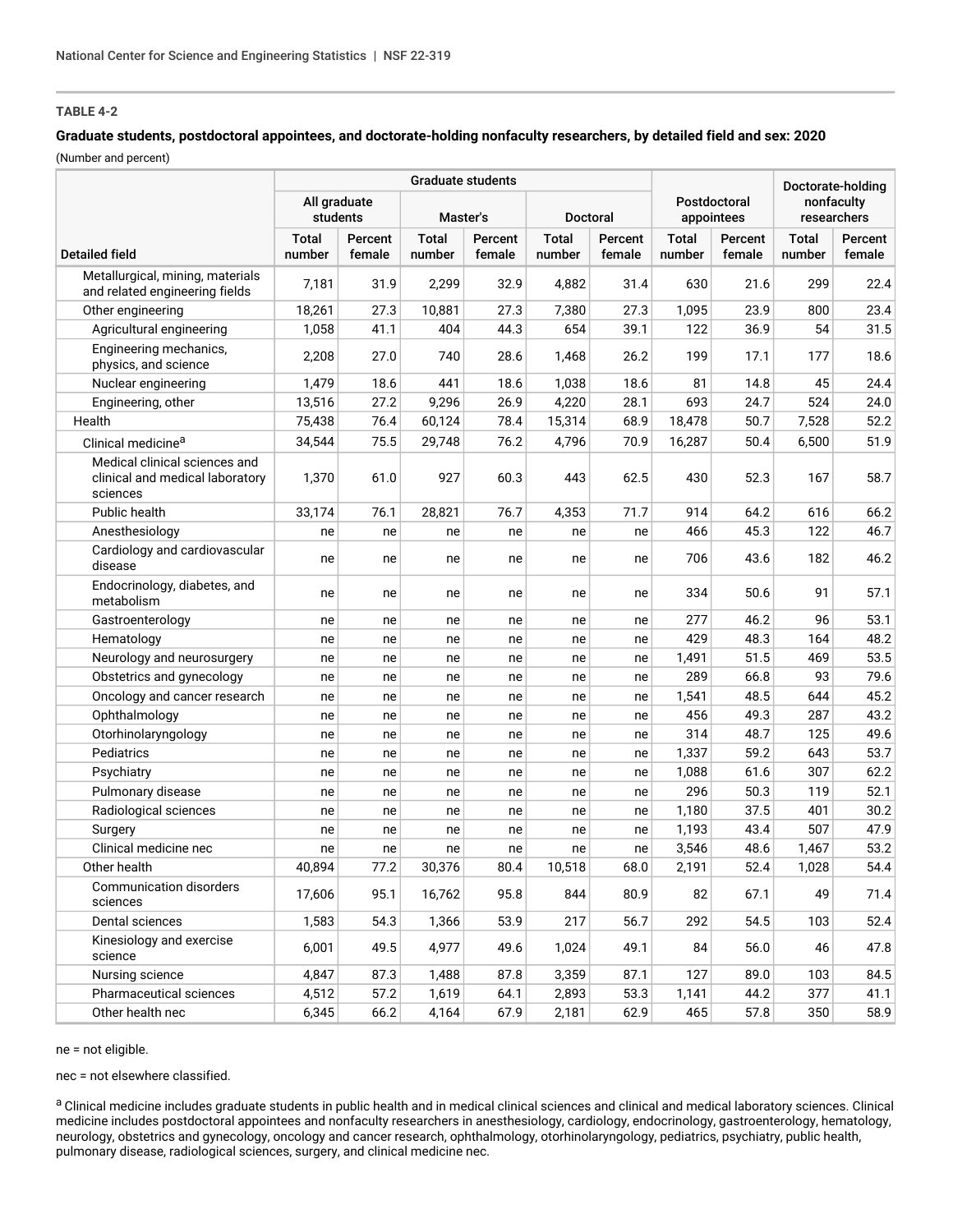**TABLE 4-2**

**Graduate students, postdoctoral appointees, and doctorate-holding nonfaculty researchers, by detailed field and sex: 2020**

(Number and percent)

| | Graduate students | | | | | | Postdoctoral appointees | | Doctorate-holding nonfaculty researchers | |
|---|---|---|---|---|---|---|---|---|---|---|
| | All graduate students | | Master's | | Doctoral | | | | | |
| Detailed field | Total number | Percent female | Total number | Percent female | Total number | Percent female | Total number | Percent female | Total number | Percent female |
| Metallurgical, mining, materials and related engineering fields | 7,181 | 31.9 | 2,299 | 32.9 | 4,882 | 31.4 | 630 | 21.6 | 299 | 22.4 |
| Other engineering | 18,261 | 27.3 | 10,881 | 27.3 | 7,380 | 27.3 | 1,095 | 23.9 | 800 | 23.4 |
| Agricultural engineering | 1,058 | 41.1 | 404 | 44.3 | 654 | 39.1 | 122 | 36.9 | 54 | 31.5 |
| Engineering mechanics, physics, and science | 2,208 | 27.0 | 740 | 28.6 | 1,468 | 26.2 | 199 | 17.1 | 177 | 18.6 |
| Nuclear engineering | 1,479 | 18.6 | 441 | 18.6 | 1,038 | 18.6 | 81 | 14.8 | 45 | 24.4 |
| Engineering, other | 13,516 | 27.2 | 9,296 | 26.9 | 4,220 | 28.1 | 693 | 24.7 | 524 | 24.0 |
| Health | 75,438 | 76.4 | 60,124 | 78.4 | 15,314 | 68.9 | 18,478 | 50.7 | 7,528 | 52.2 |
| Clinical medicine[a] | 34,544 | 75.5 | 29,748 | 76.2 | 4,796 | 70.9 | 16,287 | 50.4 | 6,500 | 51.9 |
| Medical clinical sciences and clinical and medical laboratory sciences | 1,370 | 61.0 | 927 | 60.3 | 443 | 62.5 | 430 | 52.3 | 167 | 58.7 |
| Public health | 33,174 | 76.1 | 28,821 | 76.7 | 4,353 | 71.7 | 914 | 64.2 | 616 | 66.2 |
| Anesthesiology | ne | ne | ne | ne | ne | ne | 466 | 45.3 | 122 | 46.7 |
| Cardiology and cardiovascular disease | ne | ne | ne | ne | ne | ne | 706 | 43.6 | 182 | 46.2 |
| Endocrinology, diabetes, and metabolism | ne | ne | ne | ne | ne | ne | 334 | 50.6 | 91 | 57.1 |
| Gastroenterology | ne | ne | ne | ne | ne | ne | 277 | 46.2 | 96 | 53.1 |
| Hematology | ne | ne | ne | ne | ne | ne | 429 | 48.3 | 164 | 48.2 |
| Neurology and neurosurgery | ne | ne | ne | ne | ne | ne | 1,491 | 51.5 | 469 | 53.5 |
| Obstetrics and gynecology | ne | ne | ne | ne | ne | ne | 289 | 66.8 | 93 | 79.6 |
| Oncology and cancer research | ne | ne | ne | ne | ne | ne | 1,541 | 48.5 | 644 | 45.2 |
| Ophthalmology | ne | ne | ne | ne | ne | ne | 456 | 49.3 | 287 | 43.2 |
| Otorhinolaryngology | ne | ne | ne | ne | ne | ne | 314 | 48.7 | 125 | 49.6 |
| Pediatrics | ne | ne | ne | ne | ne | ne | 1,337 | 59.2 | 643 | 53.7 |
| Psychiatry | ne | ne | ne | ne | ne | ne | 1,088 | 61.6 | 307 | 62.2 |
| Pulmonary disease | ne | ne | ne | ne | ne | ne | 296 | 50.3 | 119 | 52.1 |
| Radiological sciences | ne | ne | ne | ne | ne | ne | 1,180 | 37.5 | 401 | 30.2 |
| Surgery | ne | ne | ne | ne | ne | ne | 1,193 | 43.4 | 507 | 47.9 |
| Clinical medicine nec | ne | ne | ne | ne | ne | ne | 3,546 | 48.6 | 1,467 | 53.2 |
| Other health | 40,894 | 77.2 | 30,376 | 80.4 | 10,518 | 68.0 | 2,191 | 52.4 | 1,028 | 54.4 |
| Communication disorders sciences | 17,606 | 95.1 | 16,762 | 95.8 | 844 | 80.9 | 82 | 67.1 | 49 | 71.4 |
| Dental sciences | 1,583 | 54.3 | 1,366 | 53.9 | 217 | 56.7 | 292 | 54.5 | 103 | 52.4 |
| Kinesiology and exercise science | 6,001 | 49.5 | 4,977 | 49.6 | 1,024 | 49.1 | 84 | 56.0 | 46 | 47.8 |
| Nursing science | 4,847 | 87.3 | 1,488 | 87.8 | 3,359 | 87.1 | 127 | 89.0 | 103 | 84.5 |
| Pharmaceutical sciences | 4,512 | 57.2 | 1,619 | 64.1 | 2,893 | 53.3 | 1,141 | 44.2 | 377 | 41.1 |
| Other health nec | 6,345 | 66.2 | 4,164 | 67.9 | 2,181 | 62.9 | 465 | 57.8 | 350 | 58.9 |

ne = not eligible.

nec = not elsewhere classified.

[a] Clinical medicine includes graduate students in public health and in medical clinical sciences and clinical and medical laboratory sciences. Clinical medicine includes postdoctoral appointees and nonfaculty researchers in anesthesiology, cardiology, endocrinology, gastroenterology, hematology, neurology, obstetrics and gynecology, oncology and cancer research, ophthalmology, otorhinolaryngology, pediatrics, psychiatry, public health, pulmonary disease, radiological sciences, surgery, and clinical medicine nec.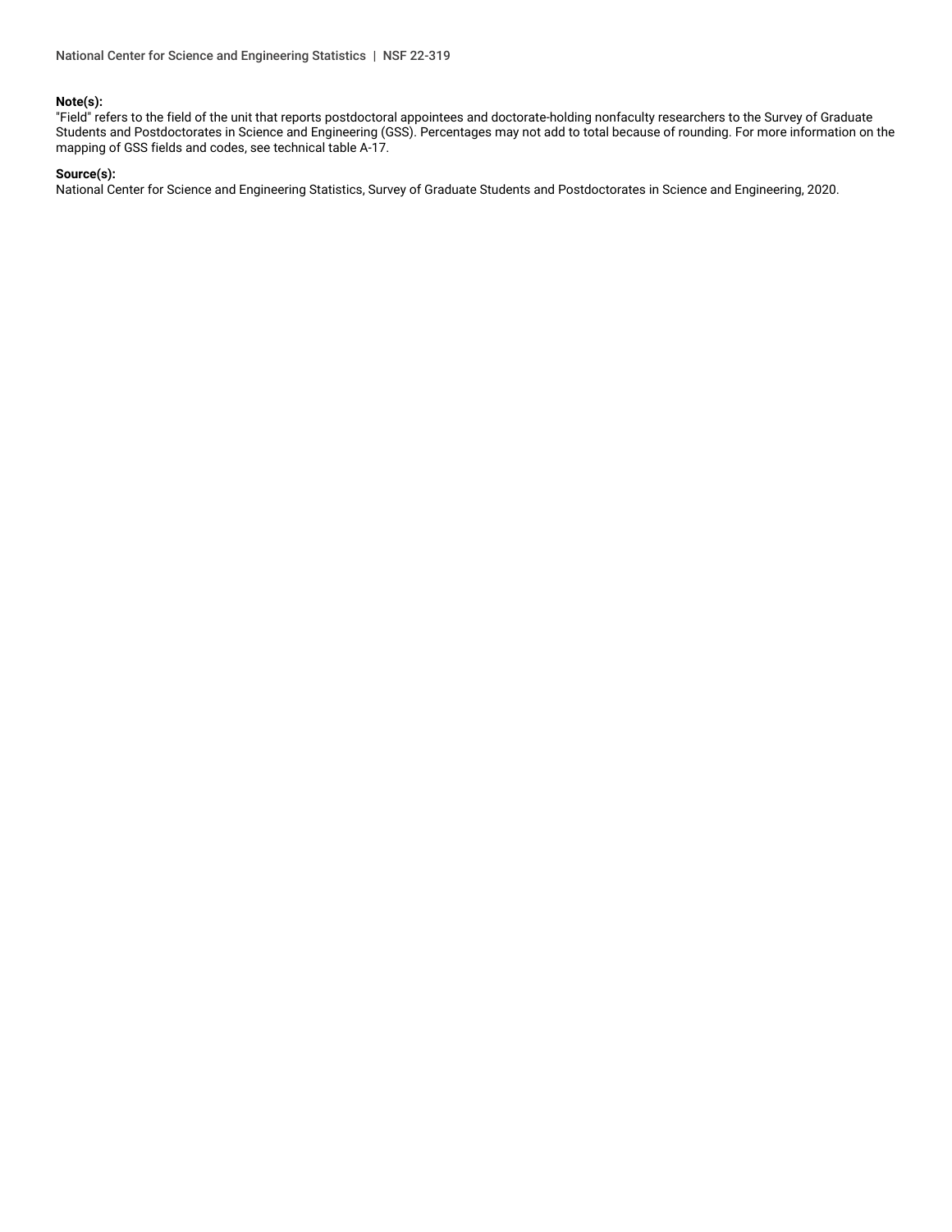**Note(s):**

"Field" refers to the field of the unit that reports postdoctoral appointees and doctorate-holding nonfaculty researchers to the Survey of Graduate Students and Postdoctorates in Science and Engineering (GSS). Percentages may not add to total because of rounding. For more information on the mapping of GSS fields and codes, see technical table A-17.

**Source(s):**

National Center for Science and Engineering Statistics, Survey of Graduate Students and Postdoctorates in Science and Engineering, 2020.